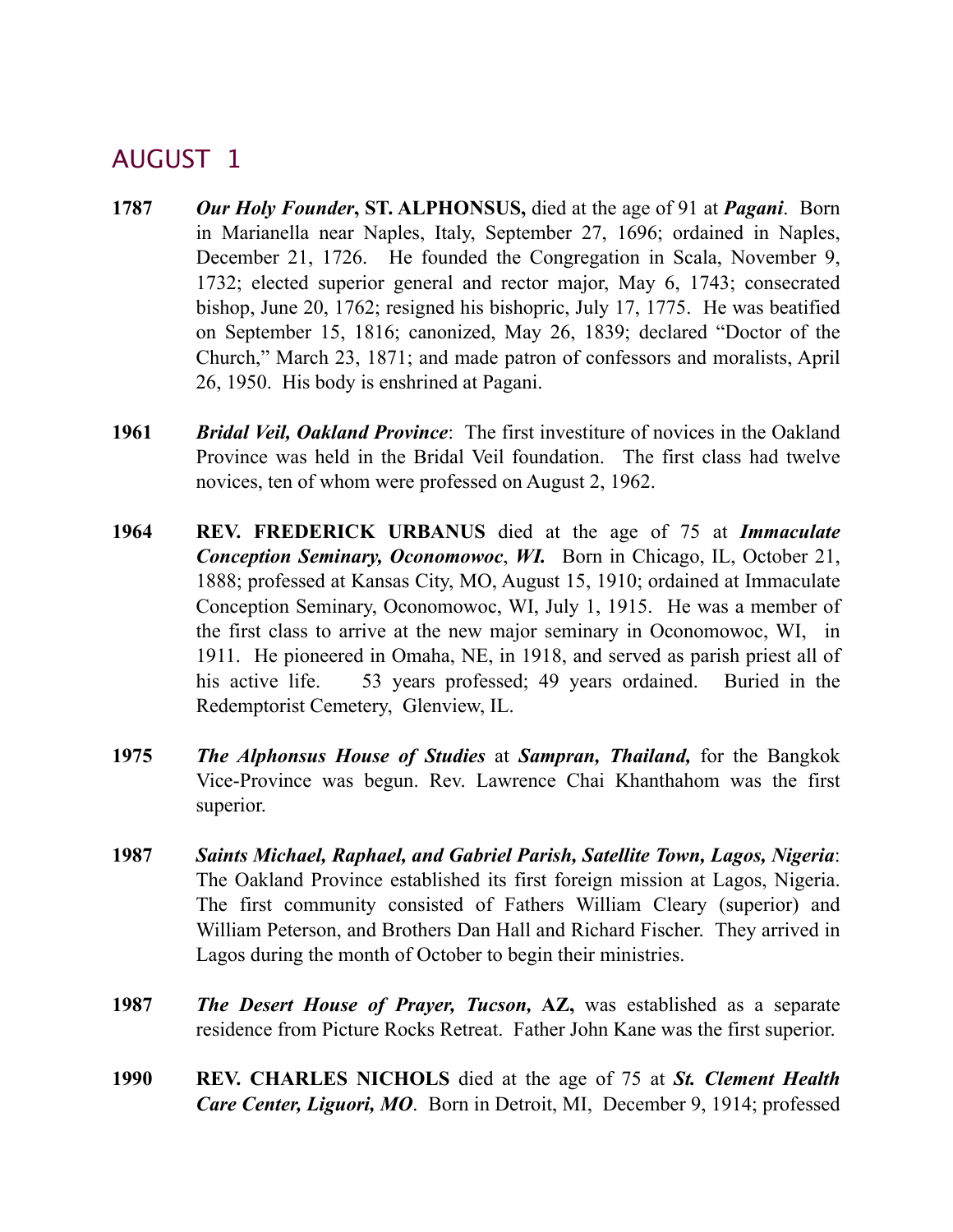# AUGUST 1

**1787** ***Our Holy Founder*, ST. ALPHONSUS,** died at the age of 91 at ***Pagani***. Born in Marianella near Naples, Italy, September 27, 1696; ordained in Naples, December 21, 1726. He founded the Congregation in Scala, November 9, 1732; elected superior general and rector major, May 6, 1743; consecrated bishop, June 20, 1762; resigned his bishopric, July 17, 1775. He was beatified on September 15, 1816; canonized, May 26, 1839; declared "Doctor of the Church," March 23, 1871; and made patron of confessors and moralists, April 26, 1950. His body is enshrined at Pagani.

**1961** ***Bridal Veil, Oakland Province***: The first investiture of novices in the Oakland Province was held in the Bridal Veil foundation. The first class had twelve novices, ten of whom were professed on August 2, 1962.

**1964** **REV. FREDERICK URBANUS** died at the age of 75 at ***Immaculate Conception Seminary, Oconomowoc*, *WI.*** Born in Chicago, IL, October 21, 1888; professed at Kansas City, MO, August 15, 1910; ordained at Immaculate Conception Seminary, Oconomowoc, WI, July 1, 1915. He was a member of the first class to arrive at the new major seminary in Oconomowoc, WI, in 1911. He pioneered in Omaha, NE, in 1918, and served as parish priest all of his active life. 53 years professed; 49 years ordained. Buried in the Redemptorist Cemetery, Glenview, IL.

**1975** ***The Alphonsus House of Studies*** at ***Sampran, Thailand,*** for the Bangkok Vice-Province was begun. Rev. Lawrence Chai Khanthahom was the first superior.

**1987** ***Saints Michael, Raphael, and Gabriel Parish, Satellite Town, Lagos, Nigeria***: The Oakland Province established its first foreign mission at Lagos, Nigeria. The first community consisted of Fathers William Cleary (superior) and William Peterson, and Brothers Dan Hall and Richard Fischer. They arrived in Lagos during the month of October to begin their ministries.

**1987** ***The Desert House of Prayer, Tucson,* AZ,** was established as a separate residence from Picture Rocks Retreat. Father John Kane was the first superior.

**1990** **REV. CHARLES NICHOLS** died at the age of 75 at ***St. Clement Health Care Center, Liguori, MO***. Born in Detroit, MI, December 9, 1914; professed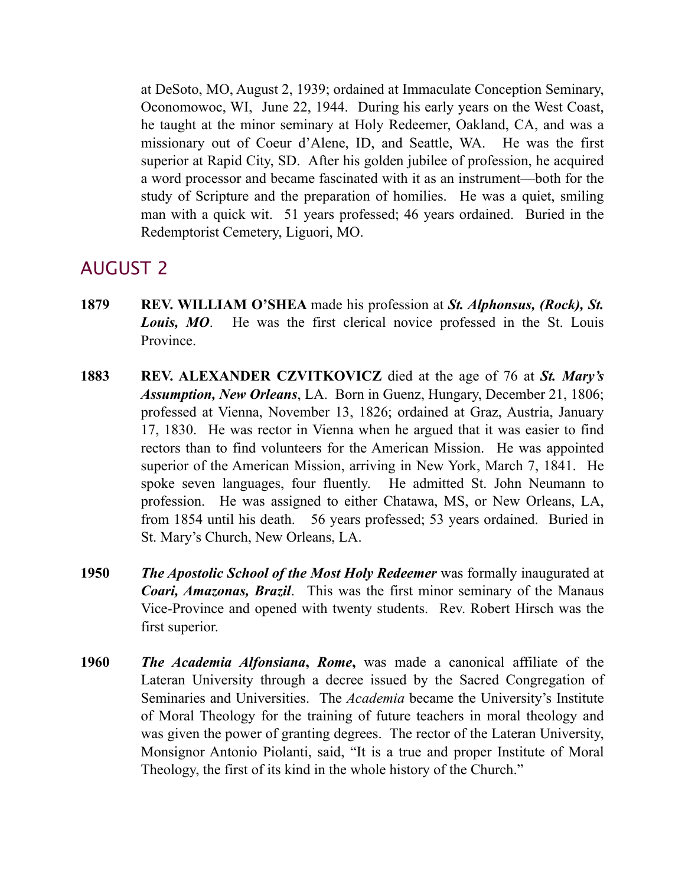at DeSoto, MO, August 2, 1939; ordained at Immaculate Conception Seminary, Oconomowoc, WI, June 22, 1944. During his early years on the West Coast, he taught at the minor seminary at Holy Redeemer, Oakland, CA, and was a missionary out of Coeur d'Alene, ID, and Seattle, WA. He was the first superior at Rapid City, SD. After his golden jubilee of profession, he acquired a word processor and became fascinated with it as an instrument—both for the study of Scripture and the preparation of homilies. He was a quiet, smiling man with a quick wit. 51 years professed; 46 years ordained. Buried in the Redemptorist Cemetery, Liguori, MO.

## AUGUST 2

**1879** **REV. WILLIAM O'SHEA** made his profession at ***St. Alphonsus, (Rock), St. Louis, MO***. He was the first clerical novice professed in the St. Louis Province.

**1883** **REV. ALEXANDER CZVITKOVICZ** died at the age of 76 at ***St. Mary's Assumption, New Orleans***, LA. Born in Guenz, Hungary, December 21, 1806; professed at Vienna, November 13, 1826; ordained at Graz, Austria, January 17, 1830. He was rector in Vienna when he argued that it was easier to find rectors than to find volunteers for the American Mission. He was appointed superior of the American Mission, arriving in New York, March 7, 1841. He spoke seven languages, four fluently. He admitted St. John Neumann to profession. He was assigned to either Chatawa, MS, or New Orleans, LA, from 1854 until his death. 56 years professed; 53 years ordained. Buried in St. Mary's Church, New Orleans, LA.

**1950** ***The Apostolic School of the Most Holy Redeemer*** was formally inaugurated at ***Coari, Amazonas, Brazil***. This was the first minor seminary of the Manaus Vice-Province and opened with twenty students. Rev. Robert Hirsch was the first superior.

**1960** ***The Academia Alfonsiana*****,** ***Rome*****,** was made a canonical affiliate of the Lateran University through a decree issued by the Sacred Congregation of Seminaries and Universities. The *Academia* became the University's Institute of Moral Theology for the training of future teachers in moral theology and was given the power of granting degrees. The rector of the Lateran University, Monsignor Antonio Piolanti, said, "It is a true and proper Institute of Moral Theology, the first of its kind in the whole history of the Church."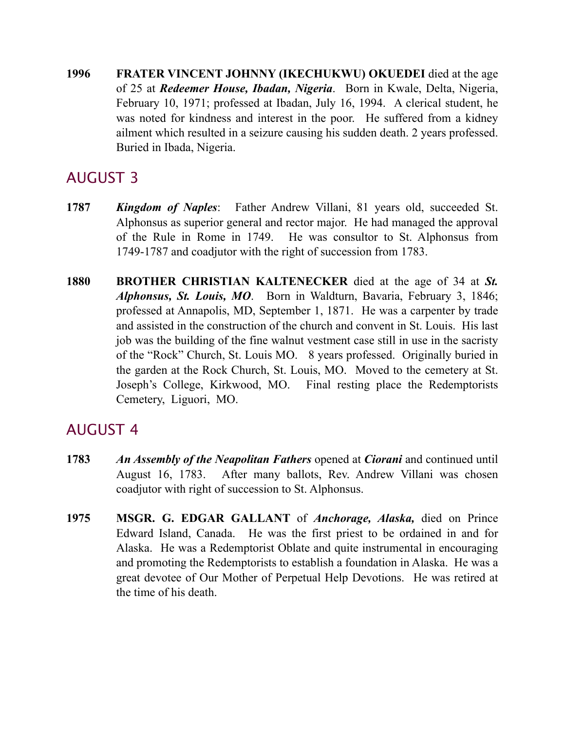**1996** **FRATER VINCENT JOHNNY (IKECHUKWU) OKUEDEI** died at the age of 25 at ***Redeemer House, Ibadan, Nigeria***. Born in Kwale, Delta, Nigeria, February 10, 1971; professed at Ibadan, July 16, 1994. A clerical student, he was noted for kindness and interest in the poor. He suffered from a kidney ailment which resulted in a seizure causing his sudden death. 2 years professed. Buried in Ibada, Nigeria.

## AUGUST 3

**1787** ***Kingdom of Naples***: Father Andrew Villani, 81 years old, succeeded St. Alphonsus as superior general and rector major. He had managed the approval of the Rule in Rome in 1749. He was consultor to St. Alphonsus from 1749-1787 and coadjutor with the right of succession from 1783.

**1880** **BROTHER CHRISTIAN KALTENECKER** died at the age of 34 at ***St. Alphonsus, St. Louis, MO***. Born in Waldturn, Bavaria, February 3, 1846; professed at Annapolis, MD, September 1, 1871. He was a carpenter by trade and assisted in the construction of the church and convent in St. Louis. His last job was the building of the fine walnut vestment case still in use in the sacristy of the "Rock" Church, St. Louis MO. 8 years professed. Originally buried in the garden at the Rock Church, St. Louis, MO. Moved to the cemetery at St. Joseph's College, Kirkwood, MO. Final resting place the Redemptorists Cemetery, Liguori, MO.

## AUGUST 4

**1783** ***An Assembly of the Neapolitan Fathers*** opened at ***Ciorani*** and continued until August 16, 1783. After many ballots, Rev. Andrew Villani was chosen coadjutor with right of succession to St. Alphonsus.

**1975** **MSGR. G. EDGAR GALLANT** of ***Anchorage, Alaska,*** died on Prince Edward Island, Canada. He was the first priest to be ordained in and for Alaska. He was a Redemptorist Oblate and quite instrumental in encouraging and promoting the Redemptorists to establish a foundation in Alaska. He was a great devotee of Our Mother of Perpetual Help Devotions. He was retired at the time of his death.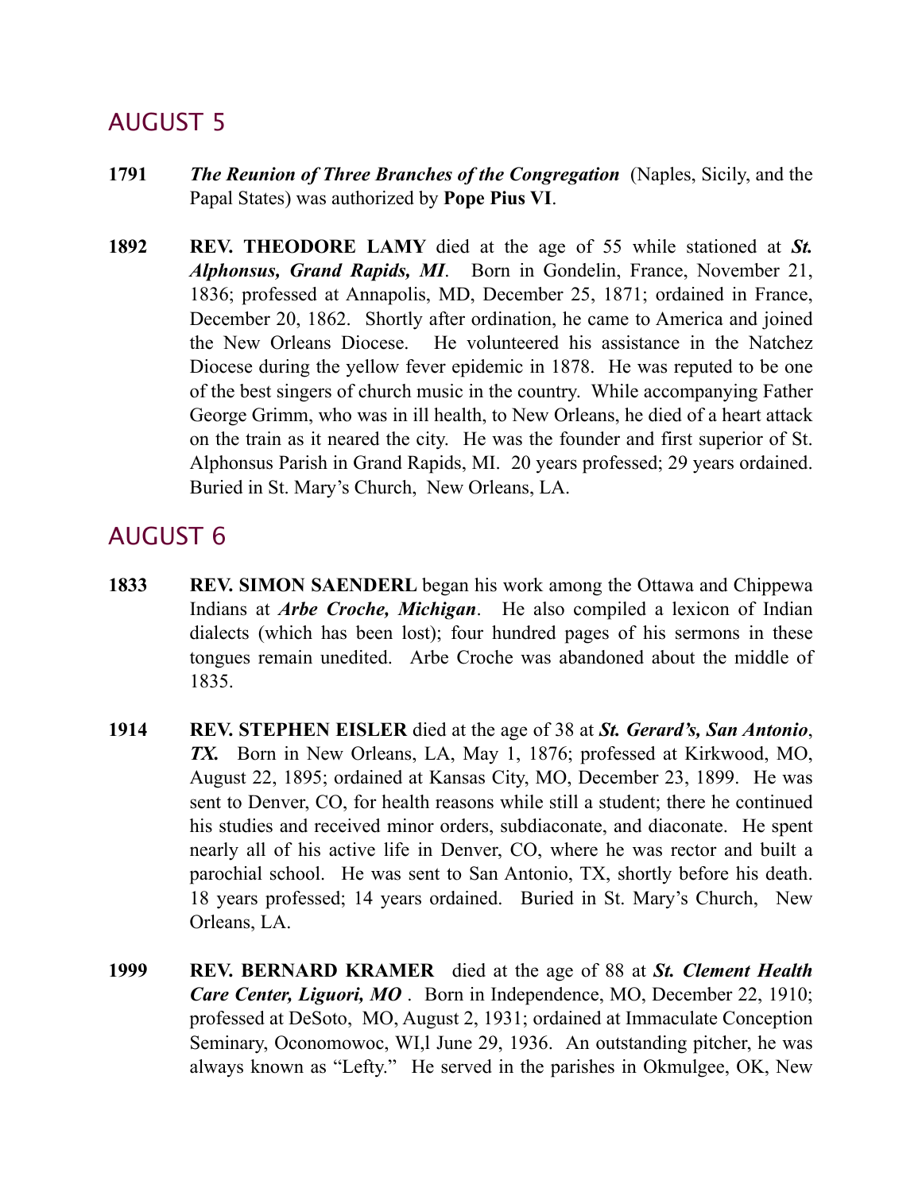## AUGUST 5

**1791** ***The Reunion of Three Branches of the Congregation*** (Naples, Sicily, and the Papal States) was authorized by **Pope Pius VI**.

**1892** **REV. THEODORE LAMY** died at the age of 55 while stationed at ***St. Alphonsus, Grand Rapids, MI***. Born in Gondelin, France, November 21, 1836; professed at Annapolis, MD, December 25, 1871; ordained in France, December 20, 1862. Shortly after ordination, he came to America and joined the New Orleans Diocese. He volunteered his assistance in the Natchez Diocese during the yellow fever epidemic in 1878. He was reputed to be one of the best singers of church music in the country. While accompanying Father George Grimm, who was in ill health, to New Orleans, he died of a heart attack on the train as it neared the city. He was the founder and first superior of St. Alphonsus Parish in Grand Rapids, MI. 20 years professed; 29 years ordained. Buried in St. Mary's Church, New Orleans, LA.

## AUGUST 6

**1833** **REV. SIMON SAENDERL** began his work among the Ottawa and Chippewa Indians at ***Arbe Croche, Michigan***. He also compiled a lexicon of Indian dialects (which has been lost); four hundred pages of his sermons in these tongues remain unedited. Arbe Croche was abandoned about the middle of 1835.

**1914** **REV. STEPHEN EISLER** died at the age of 38 at ***St. Gerard's, San Antonio*, *TX.*** Born in New Orleans, LA, May 1, 1876; professed at Kirkwood, MO, August 22, 1895; ordained at Kansas City, MO, December 23, 1899. He was sent to Denver, CO, for health reasons while still a student; there he continued his studies and received minor orders, subdiaconate, and diaconate. He spent nearly all of his active life in Denver, CO, where he was rector and built a parochial school. He was sent to San Antonio, TX, shortly before his death. 18 years professed; 14 years ordained. Buried in St. Mary's Church, New Orleans, LA.

**1999** **REV. BERNARD KRAMER** died at the age of 88 at ***St. Clement Health Care Center, Liguori, MO*** . Born in Independence, MO, December 22, 1910; professed at DeSoto, MO, August 2, 1931; ordained at Immaculate Conception Seminary, Oconomowoc, WI,l June 29, 1936. An outstanding pitcher, he was always known as "Lefty." He served in the parishes in Okmulgee, OK, New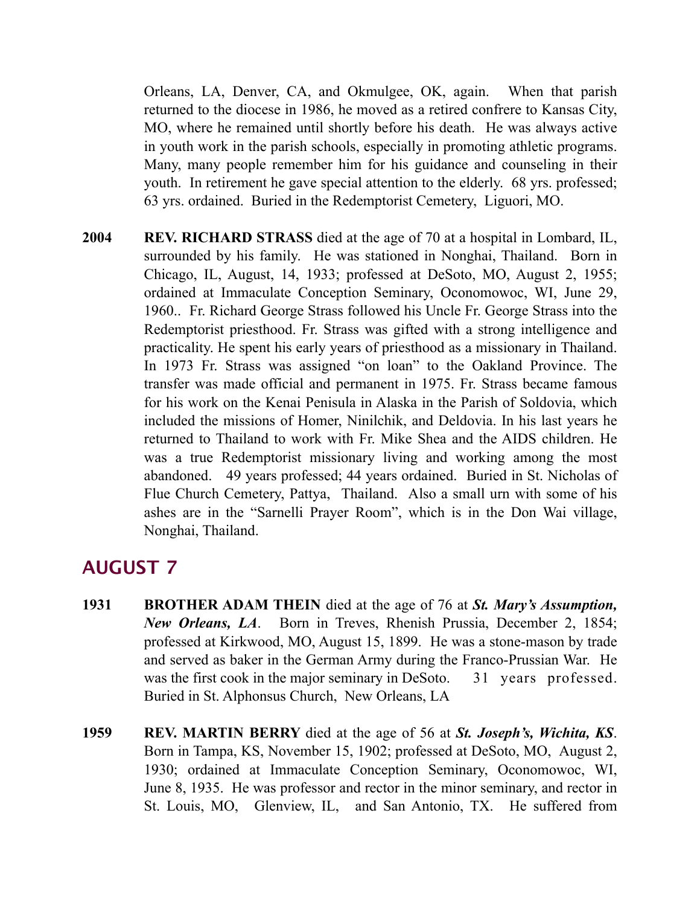Orleans, LA, Denver, CA, and Okmulgee, OK, again. When that parish returned to the diocese in 1986, he moved as a retired confrere to Kansas City, MO, where he remained until shortly before his death. He was always active in youth work in the parish schools, especially in promoting athletic programs. Many, many people remember him for his guidance and counseling in their youth. In retirement he gave special attention to the elderly. 68 yrs. professed; 63 yrs. ordained. Buried in the Redemptorist Cemetery, Liguori, MO.

**2004** **REV. RICHARD STRASS** died at the age of 70 at a hospital in Lombard, IL, surrounded by his family. He was stationed in Nonghai, Thailand. Born in Chicago, IL, August, 14, 1933; professed at DeSoto, MO, August 2, 1955; ordained at Immaculate Conception Seminary, Oconomowoc, WI, June 29, 1960.. Fr. Richard George Strass followed his Uncle Fr. George Strass into the Redemptorist priesthood. Fr. Strass was gifted with a strong intelligence and practicality. He spent his early years of priesthood as a missionary in Thailand. In 1973 Fr. Strass was assigned "on loan" to the Oakland Province. The transfer was made official and permanent in 1975. Fr. Strass became famous for his work on the Kenai Penisula in Alaska in the Parish of Soldovia, which included the missions of Homer, Ninilchik, and Deldovia. In his last years he returned to Thailand to work with Fr. Mike Shea and the AIDS children. He was a true Redemptorist missionary living and working among the most abandoned. 49 years professed; 44 years ordained. Buried in St. Nicholas of Flue Church Cemetery, Pattya, Thailand. Also a small urn with some of his ashes are in the "Sarnelli Prayer Room", which is in the Don Wai village, Nonghai, Thailand.

## AUGUST 7

**1931** **BROTHER ADAM THEIN** died at the age of 76 at ***St. Mary's Assumption, New Orleans, LA***. Born in Treves, Rhenish Prussia, December 2, 1854; professed at Kirkwood, MO, August 15, 1899. He was a stone-mason by trade and served as baker in the German Army during the Franco-Prussian War. He was the first cook in the major seminary in DeSoto. 31 years professed. Buried in St. Alphonsus Church, New Orleans, LA

**1959** **REV. MARTIN BERRY** died at the age of 56 at ***St. Joseph's, Wichita, KS***. Born in Tampa, KS, November 15, 1902; professed at DeSoto, MO, August 2, 1930; ordained at Immaculate Conception Seminary, Oconomowoc, WI, June 8, 1935. He was professor and rector in the minor seminary, and rector in St. Louis, MO, Glenview, IL, and San Antonio, TX. He suffered from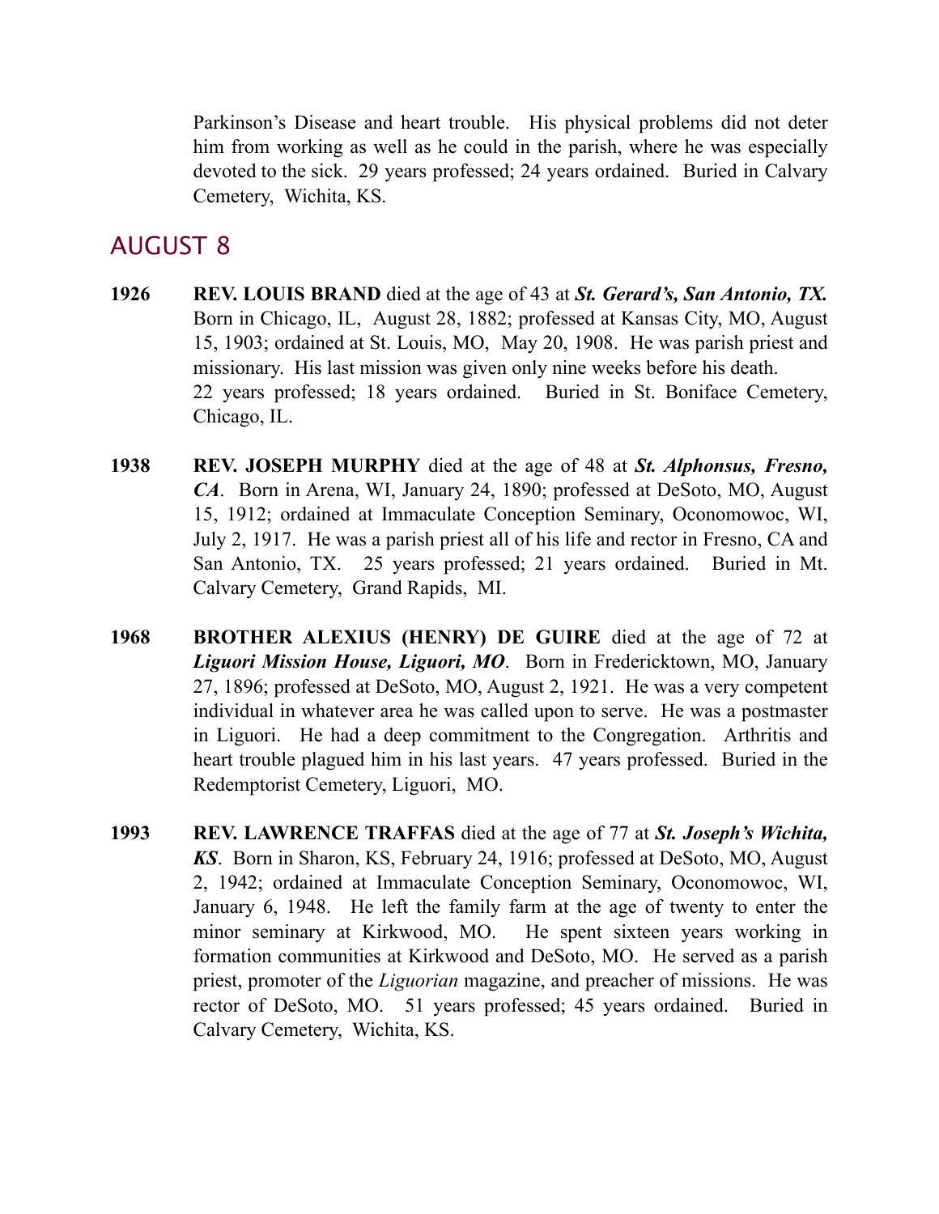Parkinson's Disease and heart trouble. His physical problems did not deter him from working as well as he could in the parish, where he was especially devoted to the sick. 29 years professed; 24 years ordained. Buried in Calvary Cemetery, Wichita, KS.

## AUGUST 8

**1926** **REV. LOUIS BRAND** died at the age of 43 at ***St. Gerard's, San Antonio, TX.*** Born in Chicago, IL, August 28, 1882; professed at Kansas City, MO, August 15, 1903; ordained at St. Louis, MO, May 20, 1908. He was parish priest and missionary. His last mission was given only nine weeks before his death. 22 years professed; 18 years ordained. Buried in St. Boniface Cemetery, Chicago, IL.

**1938** **REV. JOSEPH MURPHY** died at the age of 48 at ***St. Alphonsus, Fresno, CA***. Born in Arena, WI, January 24, 1890; professed at DeSoto, MO, August 15, 1912; ordained at Immaculate Conception Seminary, Oconomowoc, WI, July 2, 1917. He was a parish priest all of his life and rector in Fresno, CA and San Antonio, TX. 25 years professed; 21 years ordained. Buried in Mt. Calvary Cemetery, Grand Rapids, MI.

**1968** **BROTHER ALEXIUS (HENRY) DE GUIRE** died at the age of 72 at ***Liguori Mission House, Liguori, MO***. Born in Fredericktown, MO, January 27, 1896; professed at DeSoto, MO, August 2, 1921. He was a very competent individual in whatever area he was called upon to serve. He was a postmaster in Liguori. He had a deep commitment to the Congregation. Arthritis and heart trouble plagued him in his last years. 47 years professed. Buried in the Redemptorist Cemetery, Liguori, MO.

**1993** **REV. LAWRENCE TRAFFAS** died at the age of 77 at ***St. Joseph's Wichita, KS***. Born in Sharon, KS, February 24, 1916; professed at DeSoto, MO, August 2, 1942; ordained at Immaculate Conception Seminary, Oconomowoc, WI, January 6, 1948. He left the family farm at the age of twenty to enter the minor seminary at Kirkwood, MO. He spent sixteen years working in formation communities at Kirkwood and DeSoto, MO. He served as a parish priest, promoter of the *Liguorian* magazine, and preacher of missions. He was rector of DeSoto, MO. 51 years professed; 45 years ordained. Buried in Calvary Cemetery, Wichita, KS.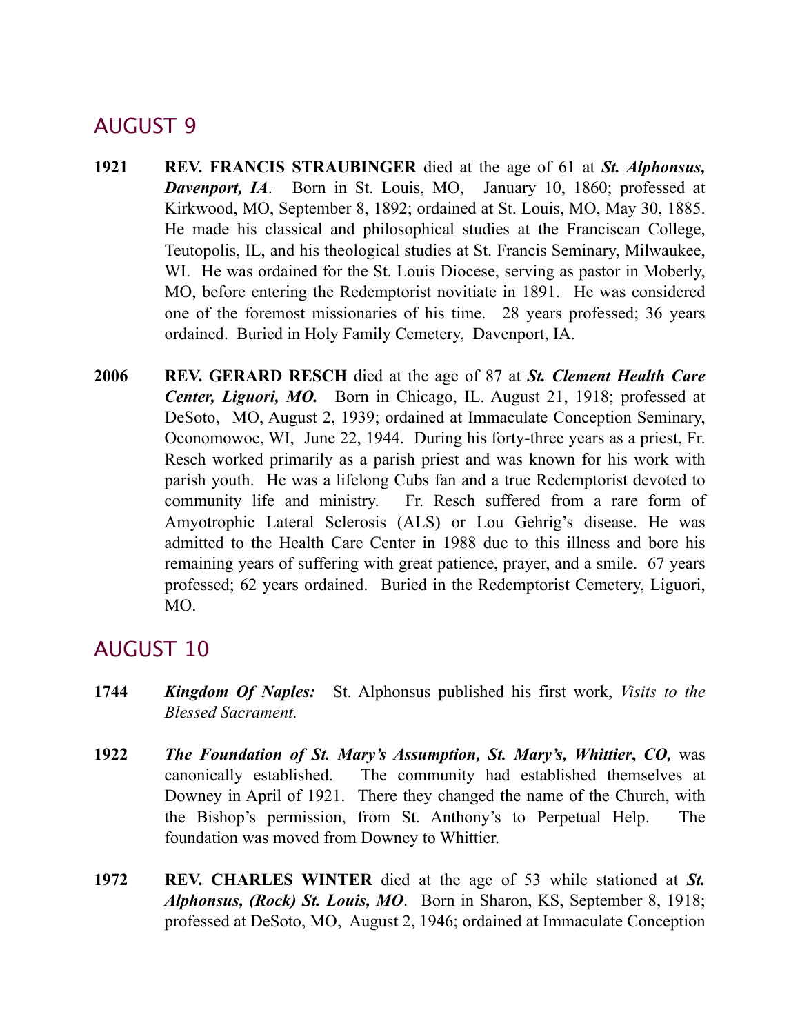## AUGUST 9

**1921** **REV. FRANCIS STRAUBINGER** died at the age of 61 at ***St. Alphonsus, Davenport, IA***. Born in St. Louis, MO, January 10, 1860; professed at Kirkwood, MO, September 8, 1892; ordained at St. Louis, MO, May 30, 1885. He made his classical and philosophical studies at the Franciscan College, Teutopolis, IL, and his theological studies at St. Francis Seminary, Milwaukee, WI. He was ordained for the St. Louis Diocese, serving as pastor in Moberly, MO, before entering the Redemptorist novitiate in 1891. He was considered one of the foremost missionaries of his time. 28 years professed; 36 years ordained. Buried in Holy Family Cemetery, Davenport, IA.

**2006** **REV. GERARD RESCH** died at the age of 87 at ***St. Clement Health Care Center, Liguori, MO.*** Born in Chicago, IL. August 21, 1918; professed at DeSoto, MO, August 2, 1939; ordained at Immaculate Conception Seminary, Oconomowoc, WI, June 22, 1944. During his forty-three years as a priest, Fr. Resch worked primarily as a parish priest and was known for his work with parish youth. He was a lifelong Cubs fan and a true Redemptorist devoted to community life and ministry. Fr. Resch suffered from a rare form of Amyotrophic Lateral Sclerosis (ALS) or Lou Gehrig's disease. He was admitted to the Health Care Center in 1988 due to this illness and bore his remaining years of suffering with great patience, prayer, and a smile. 67 years professed; 62 years ordained. Buried in the Redemptorist Cemetery, Liguori, MO.

## AUGUST 10

**1744** ***Kingdom Of Naples:*** St. Alphonsus published his first work, *Visits to the Blessed Sacrament.*

**1922** ***The Foundation of St. Mary's Assumption, St. Mary's, Whittier, CO,*** was canonically established. The community had established themselves at Downey in April of 1921. There they changed the name of the Church, with the Bishop's permission, from St. Anthony's to Perpetual Help. The foundation was moved from Downey to Whittier.

**1972** **REV. CHARLES WINTER** died at the age of 53 while stationed at ***St. Alphonsus, (Rock) St. Louis, MO***. Born in Sharon, KS, September 8, 1918; professed at DeSoto, MO, August 2, 1946; ordained at Immaculate Conception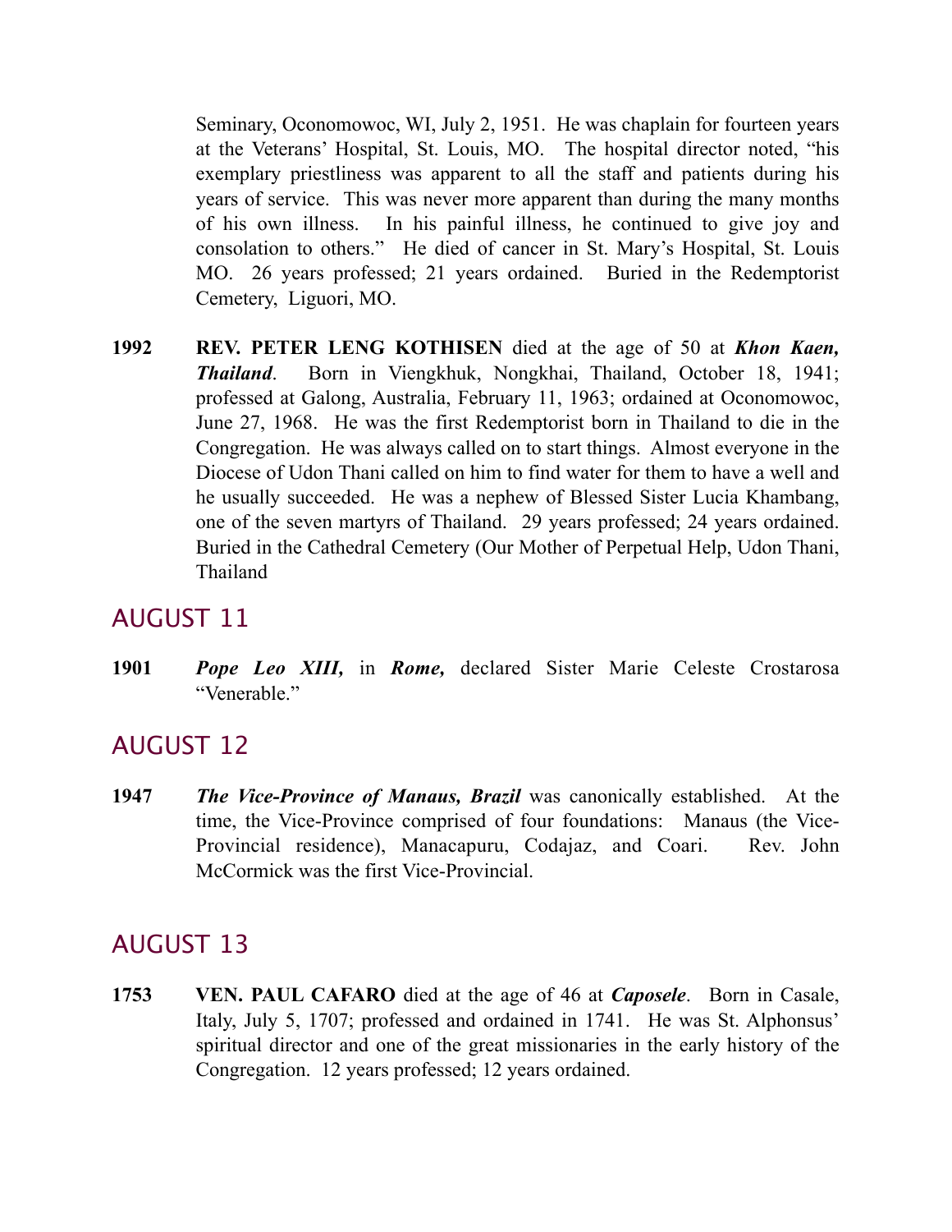Seminary, Oconomowoc, WI, July 2, 1951. He was chaplain for fourteen years at the Veterans' Hospital, St. Louis, MO. The hospital director noted, "his exemplary priestliness was apparent to all the staff and patients during his years of service. This was never more apparent than during the many months of his own illness. In his painful illness, he continued to give joy and consolation to others." He died of cancer in St. Mary's Hospital, St. Louis MO. 26 years professed; 21 years ordained. Buried in the Redemptorist Cemetery, Liguori, MO.

**1992** **REV. PETER LENG KOTHISEN** died at the age of 50 at ***Khon Kaen, Thailand***. Born in Viengkhuk, Nongkhai, Thailand, October 18, 1941; professed at Galong, Australia, February 11, 1963; ordained at Oconomowoc, June 27, 1968. He was the first Redemptorist born in Thailand to die in the Congregation. He was always called on to start things. Almost everyone in the Diocese of Udon Thani called on him to find water for them to have a well and he usually succeeded. He was a nephew of Blessed Sister Lucia Khambang, one of the seven martyrs of Thailand. 29 years professed; 24 years ordained. Buried in the Cathedral Cemetery (Our Mother of Perpetual Help, Udon Thani, Thailand

## AUGUST 11

**1901** ***Pope Leo XIII,*** in ***Rome,*** declared Sister Marie Celeste Crostarosa "Venerable."

## AUGUST 12

**1947** ***The Vice-Province of Manaus, Brazil*** was canonically established. At the time, the Vice-Province comprised of four foundations: Manaus (the Vice-Provincial residence), Manacapuru, Codajaz, and Coari. Rev. John McCormick was the first Vice-Provincial.

## AUGUST 13

**1753** **VEN. PAUL CAFARO** died at the age of 46 at ***Caposele***. Born in Casale, Italy, July 5, 1707; professed and ordained in 1741. He was St. Alphonsus' spiritual director and one of the great missionaries in the early history of the Congregation. 12 years professed; 12 years ordained.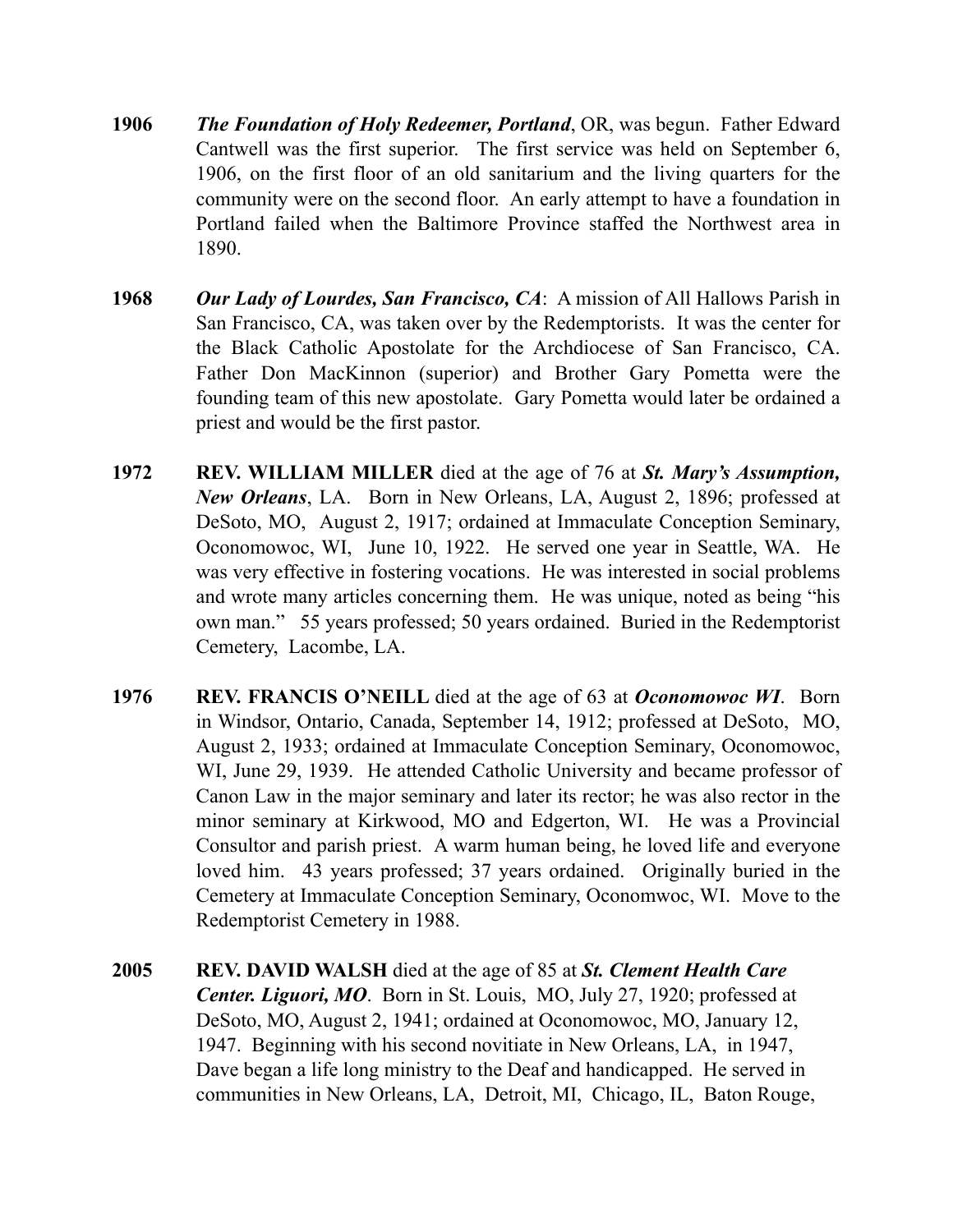**1906** ***The Foundation of Holy Redeemer, Portland***, OR, was begun. Father Edward Cantwell was the first superior. The first service was held on September 6, 1906, on the first floor of an old sanitarium and the living quarters for the community were on the second floor. An early attempt to have a foundation in Portland failed when the Baltimore Province staffed the Northwest area in 1890.

**1968** ***Our Lady of Lourdes, San Francisco, CA***: A mission of All Hallows Parish in San Francisco, CA, was taken over by the Redemptorists. It was the center for the Black Catholic Apostolate for the Archdiocese of San Francisco, CA. Father Don MacKinnon (superior) and Brother Gary Pometta were the founding team of this new apostolate. Gary Pometta would later be ordained a priest and would be the first pastor.

**1972** **REV. WILLIAM MILLER** died at the age of 76 at ***St. Mary's Assumption, New Orleans***, LA. Born in New Orleans, LA, August 2, 1896; professed at DeSoto, MO, August 2, 1917; ordained at Immaculate Conception Seminary, Oconomowoc, WI, June 10, 1922. He served one year in Seattle, WA. He was very effective in fostering vocations. He was interested in social problems and wrote many articles concerning them. He was unique, noted as being "his own man." 55 years professed; 50 years ordained. Buried in the Redemptorist Cemetery, Lacombe, LA.

**1976** **REV. FRANCIS O'NEILL** died at the age of 63 at ***Oconomowoc WI***. Born in Windsor, Ontario, Canada, September 14, 1912; professed at DeSoto, MO, August 2, 1933; ordained at Immaculate Conception Seminary, Oconomowoc, WI, June 29, 1939. He attended Catholic University and became professor of Canon Law in the major seminary and later its rector; he was also rector in the minor seminary at Kirkwood, MO and Edgerton, WI. He was a Provincial Consultor and parish priest. A warm human being, he loved life and everyone loved him. 43 years professed; 37 years ordained. Originally buried in the Cemetery at Immaculate Conception Seminary, Oconomwoc, WI. Move to the Redemptorist Cemetery in 1988.

**2005** **REV. DAVID WALSH** died at the age of 85 at ***St. Clement Health Care Center. Liguori, MO***. Born in St. Louis, MO, July 27, 1920; professed at DeSoto, MO, August 2, 1941; ordained at Oconomowoc, MO, January 12, 1947. Beginning with his second novitiate in New Orleans, LA, in 1947, Dave began a life long ministry to the Deaf and handicapped. He served in communities in New Orleans, LA, Detroit, MI, Chicago, IL, Baton Rouge,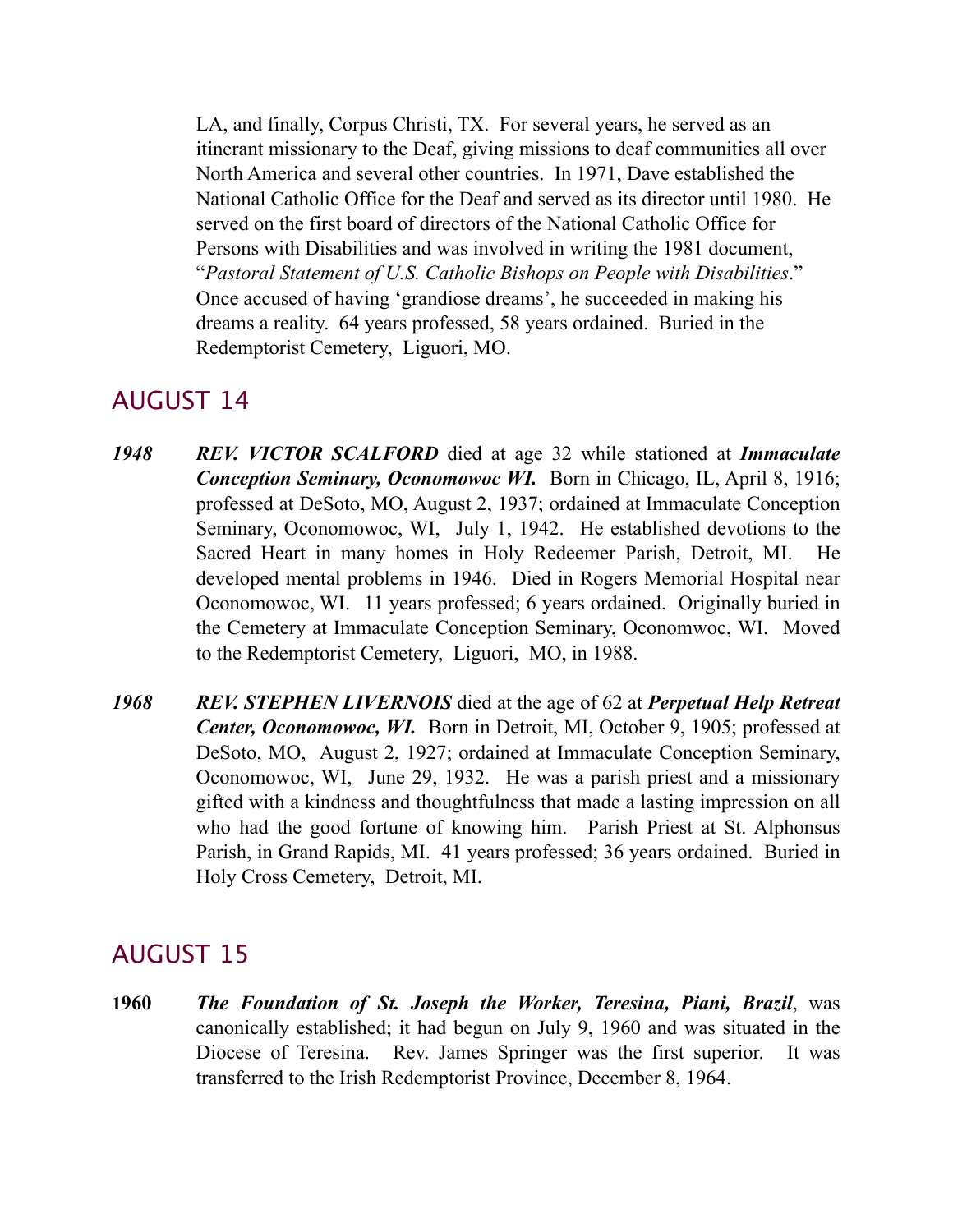LA, and finally, Corpus Christi, TX. For several years, he served as an itinerant missionary to the Deaf, giving missions to deaf communities all over North America and several other countries. In 1971, Dave established the National Catholic Office for the Deaf and served as its director until 1980. He served on the first board of directors of the National Catholic Office for Persons with Disabilities and was involved in writing the 1981 document, "*Pastoral Statement of U.S. Catholic Bishops on People with Disabilities*." Once accused of having 'grandiose dreams', he succeeded in making his dreams a reality. 64 years professed, 58 years ordained. Buried in the Redemptorist Cemetery, Liguori, MO.

## AUGUST 14

***1948*** ***REV. VICTOR SCALFORD*** died at age 32 while stationed at ***Immaculate Conception Seminary, Oconomowoc WI.*** Born in Chicago, IL, April 8, 1916; professed at DeSoto, MO, August 2, 1937; ordained at Immaculate Conception Seminary, Oconomowoc, WI, July 1, 1942. He established devotions to the Sacred Heart in many homes in Holy Redeemer Parish, Detroit, MI. He developed mental problems in 1946. Died in Rogers Memorial Hospital near Oconomowoc, WI. 11 years professed; 6 years ordained. Originally buried in the Cemetery at Immaculate Conception Seminary, Oconomwoc, WI. Moved to the Redemptorist Cemetery, Liguori, MO, in 1988.

***1968*** ***REV. STEPHEN LIVERNOIS*** died at the age of 62 at ***Perpetual Help Retreat Center, Oconomowoc, WI.*** Born in Detroit, MI, October 9, 1905; professed at DeSoto, MO, August 2, 1927; ordained at Immaculate Conception Seminary, Oconomowoc, WI, June 29, 1932. He was a parish priest and a missionary gifted with a kindness and thoughtfulness that made a lasting impression on all who had the good fortune of knowing him. Parish Priest at St. Alphonsus Parish, in Grand Rapids, MI. 41 years professed; 36 years ordained. Buried in Holy Cross Cemetery, Detroit, MI.

## AUGUST 15

**1960** ***The Foundation of St. Joseph the Worker, Teresina, Piani, Brazil***, was canonically established; it had begun on July 9, 1960 and was situated in the Diocese of Teresina. Rev. James Springer was the first superior. It was transferred to the Irish Redemptorist Province, December 8, 1964.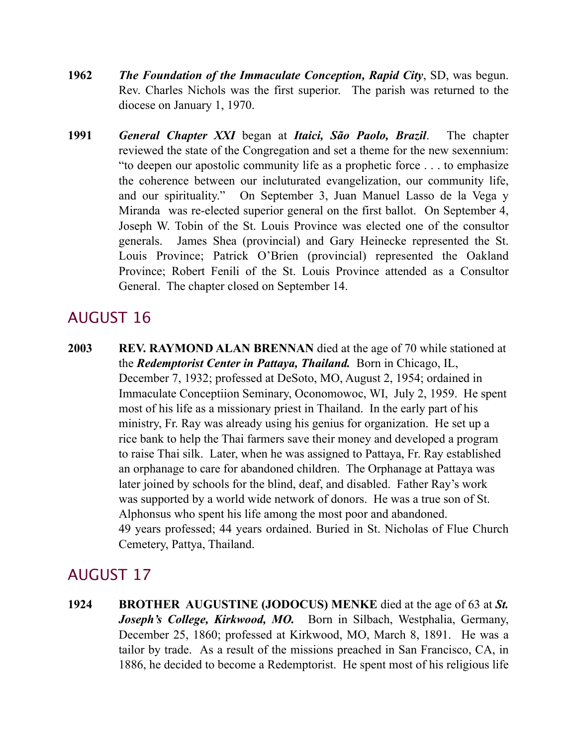**1962** ***The Foundation of the Immaculate Conception, Rapid City***, SD, was begun. Rev. Charles Nichols was the first superior. The parish was returned to the diocese on January 1, 1970.

**1991** ***General Chapter XXI*** began at ***Itaici, São Paolo, Brazil***. The chapter reviewed the state of the Congregation and set a theme for the new sexennium: "to deepen our apostolic community life as a prophetic force . . . to emphasize the coherence between our incluturated evangelization, our community life, and our spirituality." On September 3, Juan Manuel Lasso de la Vega y Miranda was re-elected superior general on the first ballot. On September 4, Joseph W. Tobin of the St. Louis Province was elected one of the consultor generals. James Shea (provincial) and Gary Heinecke represented the St. Louis Province; Patrick O'Brien (provincial) represented the Oakland Province; Robert Fenili of the St. Louis Province attended as a Consultor General. The chapter closed on September 14.

## AUGUST 16

**2003** **REV. RAYMOND ALAN BRENNAN** died at the age of 70 while stationed at the ***Redemptorist Center in Pattaya, Thailand.*** Born in Chicago, IL, December 7, 1932; professed at DeSoto, MO, August 2, 1954; ordained in Immaculate Conceptiion Seminary, Oconomowoc, WI, July 2, 1959. He spent most of his life as a missionary priest in Thailand. In the early part of his ministry, Fr. Ray was already using his genius for organization. He set up a rice bank to help the Thai farmers save their money and developed a program to raise Thai silk. Later, when he was assigned to Pattaya, Fr. Ray established an orphanage to care for abandoned children. The Orphanage at Pattaya was later joined by schools for the blind, deaf, and disabled. Father Ray's work was supported by a world wide network of donors. He was a true son of St. Alphonsus who spent his life among the most poor and abandoned. 49 years professed; 44 years ordained. Buried in St. Nicholas of Flue Church Cemetery, Pattya, Thailand.

## AUGUST 17

**1924** **BROTHER AUGUSTINE (JODOCUS) MENKE** died at the age of 63 at ***St. Joseph's College, Kirkwood, MO.*** Born in Silbach, Westphalia, Germany, December 25, 1860; professed at Kirkwood, MO, March 8, 1891. He was a tailor by trade. As a result of the missions preached in San Francisco, CA, in 1886, he decided to become a Redemptorist. He spent most of his religious life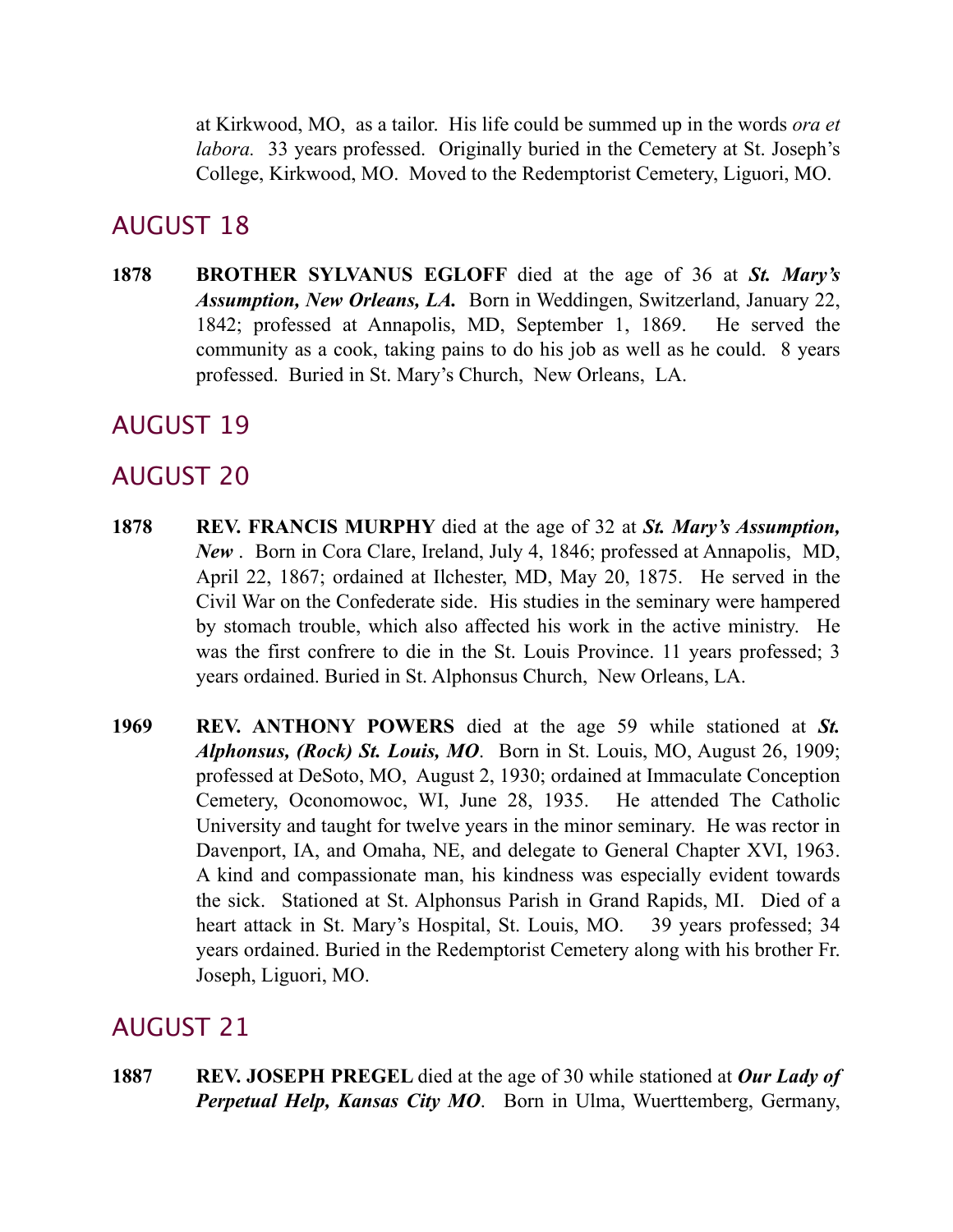at Kirkwood, MO, as a tailor. His life could be summed up in the words *ora et labora.* 33 years professed. Originally buried in the Cemetery at St. Joseph's College, Kirkwood, MO. Moved to the Redemptorist Cemetery, Liguori, MO.

## AUGUST 18

**1878** **BROTHER SYLVANUS EGLOFF** died at the age of 36 at ***St. Mary's Assumption, New Orleans, LA.*** Born in Weddingen, Switzerland, January 22, 1842; professed at Annapolis, MD, September 1, 1869. He served the community as a cook, taking pains to do his job as well as he could. 8 years professed. Buried in St. Mary's Church, New Orleans, LA.

## AUGUST 19

## AUGUST 20

**1878** **REV. FRANCIS MURPHY** died at the age of 32 at ***St. Mary's Assumption, New*** . Born in Cora Clare, Ireland, July 4, 1846; professed at Annapolis, MD, April 22, 1867; ordained at Ilchester, MD, May 20, 1875. He served in the Civil War on the Confederate side. His studies in the seminary were hampered by stomach trouble, which also affected his work in the active ministry. He was the first confrere to die in the St. Louis Province. 11 years professed; 3 years ordained. Buried in St. Alphonsus Church, New Orleans, LA.

**1969** **REV. ANTHONY POWERS** died at the age 59 while stationed at ***St. Alphonsus, (Rock) St. Louis, MO***. Born in St. Louis, MO, August 26, 1909; professed at DeSoto, MO, August 2, 1930; ordained at Immaculate Conception Cemetery, Oconomowoc, WI, June 28, 1935. He attended The Catholic University and taught for twelve years in the minor seminary. He was rector in Davenport, IA, and Omaha, NE, and delegate to General Chapter XVI, 1963. A kind and compassionate man, his kindness was especially evident towards the sick. Stationed at St. Alphonsus Parish in Grand Rapids, MI. Died of a heart attack in St. Mary's Hospital, St. Louis, MO. 39 years professed; 34 years ordained. Buried in the Redemptorist Cemetery along with his brother Fr. Joseph, Liguori, MO.

## AUGUST 21

**1887** **REV. JOSEPH PREGEL** died at the age of 30 while stationed at ***Our Lady of Perpetual Help, Kansas City MO***. Born in Ulma, Wuerttemberg, Germany,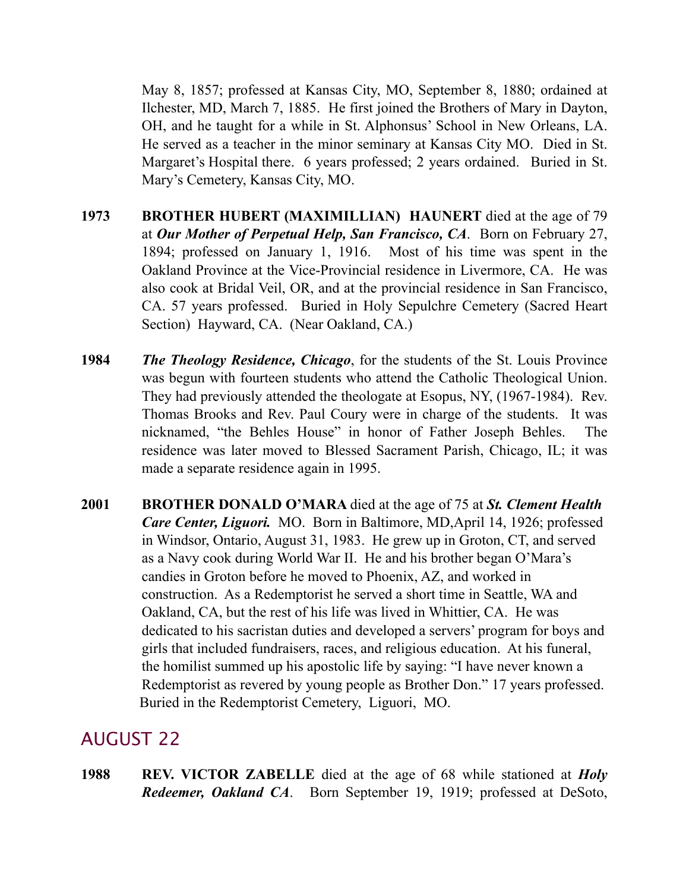May 8, 1857; professed at Kansas City, MO, September 8, 1880; ordained at Ilchester, MD, March 7, 1885. He first joined the Brothers of Mary in Dayton, OH, and he taught for a while in St. Alphonsus' School in New Orleans, LA. He served as a teacher in the minor seminary at Kansas City MO. Died in St. Margaret's Hospital there. 6 years professed; 2 years ordained. Buried in St. Mary's Cemetery, Kansas City, MO.

**1973** **BROTHER HUBERT (MAXIMILLIAN) HAUNERT** died at the age of 79 at ***Our Mother of Perpetual Help, San Francisco, CA***. Born on February 27, 1894; professed on January 1, 1916. Most of his time was spent in the Oakland Province at the Vice-Provincial residence in Livermore, CA. He was also cook at Bridal Veil, OR, and at the provincial residence in San Francisco, CA. 57 years professed. Buried in Holy Sepulchre Cemetery (Sacred Heart Section) Hayward, CA. (Near Oakland, CA.)

**1984** ***The Theology Residence, Chicago***, for the students of the St. Louis Province was begun with fourteen students who attend the Catholic Theological Union. They had previously attended the theologate at Esopus, NY, (1967-1984). Rev. Thomas Brooks and Rev. Paul Coury were in charge of the students. It was nicknamed, "the Behles House" in honor of Father Joseph Behles. The residence was later moved to Blessed Sacrament Parish, Chicago, IL; it was made a separate residence again in 1995.

**2001** **BROTHER DONALD O'MARA** died at the age of 75 at ***St. Clement Health Care Center, Liguori.*** MO. Born in Baltimore, MD,April 14, 1926; professed in Windsor, Ontario, August 31, 1983. He grew up in Groton, CT, and served as a Navy cook during World War II. He and his brother began O'Mara's candies in Groton before he moved to Phoenix, AZ, and worked in construction. As a Redemptorist he served a short time in Seattle, WA and Oakland, CA, but the rest of his life was lived in Whittier, CA. He was dedicated to his sacristan duties and developed a servers' program for boys and girls that included fundraisers, races, and religious education. At his funeral, the homilist summed up his apostolic life by saying: "I have never known a Redemptorist as revered by young people as Brother Don." 17 years professed. Buried in the Redemptorist Cemetery, Liguori, MO.

## AUGUST 22

**1988** **REV. VICTOR ZABELLE** died at the age of 68 while stationed at ***Holy Redeemer, Oakland CA***. Born September 19, 1919; professed at DeSoto,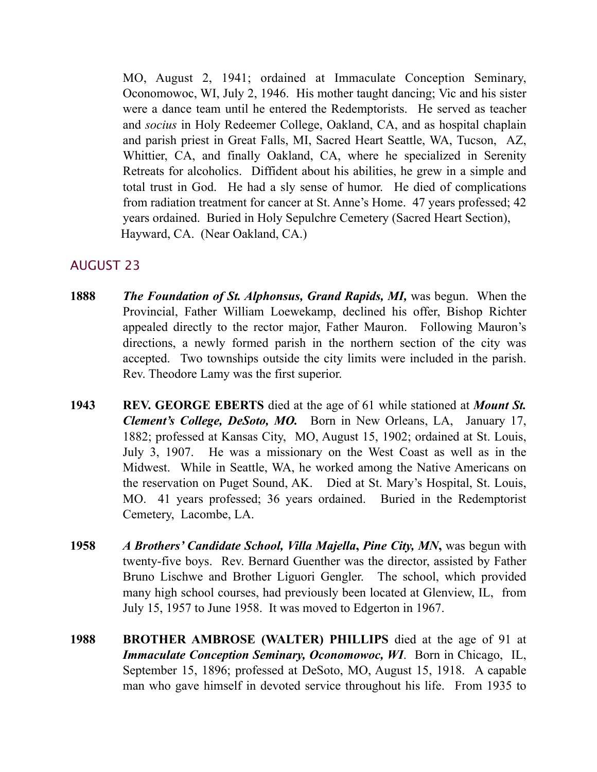MO, August 2, 1941; ordained at Immaculate Conception Seminary, Oconomowoc, WI, July 2, 1946. His mother taught dancing; Vic and his sister were a dance team until he entered the Redemptorists. He served as teacher and *socius* in Holy Redeemer College, Oakland, CA, and as hospital chaplain and parish priest in Great Falls, MI, Sacred Heart Seattle, WA, Tucson, AZ, Whittier, CA, and finally Oakland, CA, where he specialized in Serenity Retreats for alcoholics. Diffident about his abilities, he grew in a simple and total trust in God. He had a sly sense of humor. He died of complications from radiation treatment for cancer at St. Anne's Home. 47 years professed; 42 years ordained. Buried in Holy Sepulchre Cemetery (Sacred Heart Section), Hayward, CA. (Near Oakland, CA.)

## AUGUST 23

**1888** ***The Foundation of St. Alphonsus, Grand Rapids, MI,*** was begun. When the Provincial, Father William Loewekamp, declined his offer, Bishop Richter appealed directly to the rector major, Father Mauron. Following Mauron's directions, a newly formed parish in the northern section of the city was accepted. Two townships outside the city limits were included in the parish. Rev. Theodore Lamy was the first superior.

**1943** **REV. GEORGE EBERTS** died at the age of 61 while stationed at ***Mount St. Clement's College, DeSoto, MO.*** Born in New Orleans, LA, January 17, 1882; professed at Kansas City, MO, August 15, 1902; ordained at St. Louis, July 3, 1907. He was a missionary on the West Coast as well as in the Midwest. While in Seattle, WA, he worked among the Native Americans on the reservation on Puget Sound, AK. Died at St. Mary's Hospital, St. Louis, MO. 41 years professed; 36 years ordained. Buried in the Redemptorist Cemetery, Lacombe, LA.

**1958** ***A Brothers' Candidate School, Villa Majella*****,** ***Pine City, MN*****,** was begun with twenty-five boys. Rev. Bernard Guenther was the director, assisted by Father Bruno Lischwe and Brother Liguori Gengler. The school, which provided many high school courses, had previously been located at Glenview, IL, from July 15, 1957 to June 1958. It was moved to Edgerton in 1967.

**1988** **BROTHER AMBROSE (WALTER) PHILLIPS** died at the age of 91 at ***Immaculate Conception Seminary, Oconomowoc, WI***. Born in Chicago, IL, September 15, 1896; professed at DeSoto, MO, August 15, 1918. A capable man who gave himself in devoted service throughout his life. From 1935 to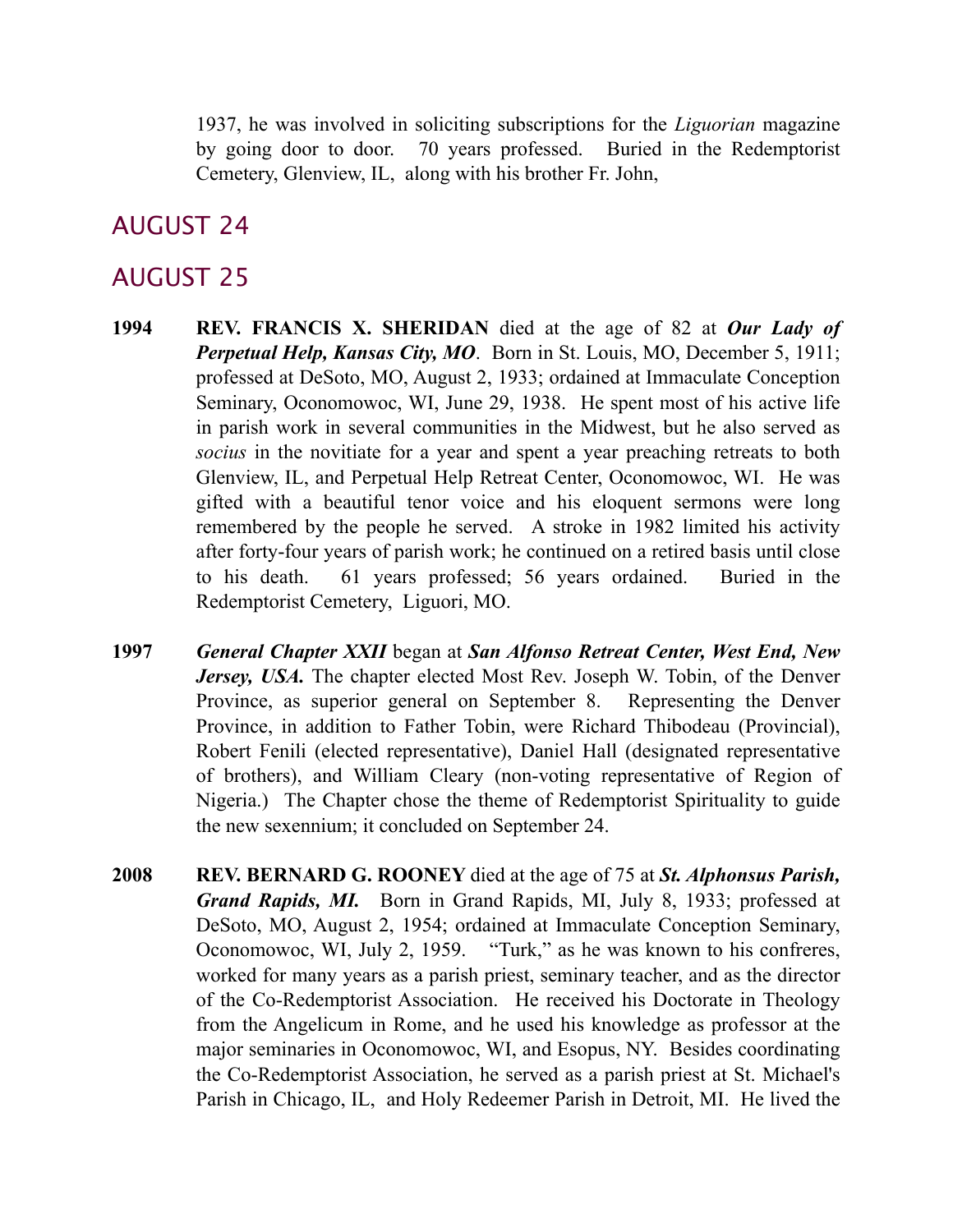1937, he was involved in soliciting subscriptions for the *Liguorian* magazine by going door to door. 70 years professed. Buried in the Redemptorist Cemetery, Glenview, IL, along with his brother Fr. John,

## AUGUST 24

## AUGUST 25

**1994** **REV. FRANCIS X. SHERIDAN** died at the age of 82 at ***Our Lady of Perpetual Help, Kansas City, MO***. Born in St. Louis, MO, December 5, 1911; professed at DeSoto, MO, August 2, 1933; ordained at Immaculate Conception Seminary, Oconomowoc, WI, June 29, 1938. He spent most of his active life in parish work in several communities in the Midwest, but he also served as *socius* in the novitiate for a year and spent a year preaching retreats to both Glenview, IL, and Perpetual Help Retreat Center, Oconomowoc, WI. He was gifted with a beautiful tenor voice and his eloquent sermons were long remembered by the people he served. A stroke in 1982 limited his activity after forty-four years of parish work; he continued on a retired basis until close to his death. 61 years professed; 56 years ordained. Buried in the Redemptorist Cemetery, Liguori, MO.

**1997** ***General Chapter XXII*** began at ***San Alfonso Retreat Center, West End, New Jersey, USA.*** The chapter elected Most Rev. Joseph W. Tobin, of the Denver Province, as superior general on September 8. Representing the Denver Province, in addition to Father Tobin, were Richard Thibodeau (Provincial), Robert Fenili (elected representative), Daniel Hall (designated representative of brothers), and William Cleary (non-voting representative of Region of Nigeria.) The Chapter chose the theme of Redemptorist Spirituality to guide the new sexennium; it concluded on September 24.

**2008** **REV. BERNARD G. ROONEY** died at the age of 75 at ***St. Alphonsus Parish, Grand Rapids, MI.*** Born in Grand Rapids, MI, July 8, 1933; professed at DeSoto, MO, August 2, 1954; ordained at Immaculate Conception Seminary, Oconomowoc, WI, July 2, 1959. "Turk," as he was known to his confreres, worked for many years as a parish priest, seminary teacher, and as the director of the Co-Redemptorist Association. He received his Doctorate in Theology from the Angelicum in Rome, and he used his knowledge as professor at the major seminaries in Oconomowoc, WI, and Esopus, NY. Besides coordinating the Co-Redemptorist Association, he served as a parish priest at St. Michael's Parish in Chicago, IL, and Holy Redeemer Parish in Detroit, MI. He lived the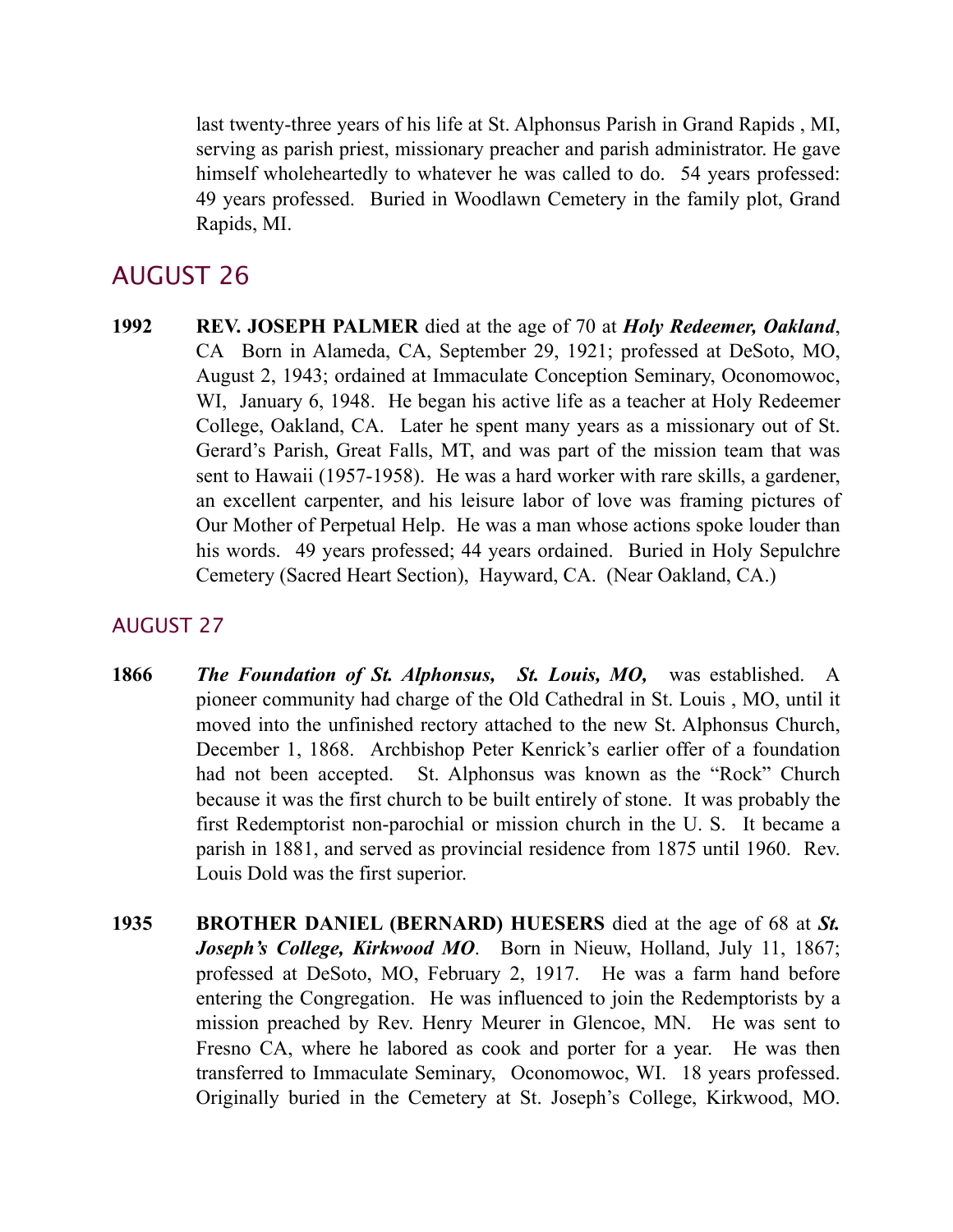last twenty-three years of his life at St. Alphonsus Parish in Grand Rapids , MI, serving as parish priest, missionary preacher and parish administrator. He gave himself wholeheartedly to whatever he was called to do. 54 years professed: 49 years professed. Buried in Woodlawn Cemetery in the family plot, Grand Rapids, MI.

## AUGUST 26

**1992** **REV. JOSEPH PALMER** died at the age of 70 at ***Holy Redeemer, Oakland***, CA Born in Alameda, CA, September 29, 1921; professed at DeSoto, MO, August 2, 1943; ordained at Immaculate Conception Seminary, Oconomowoc, WI, January 6, 1948. He began his active life as a teacher at Holy Redeemer College, Oakland, CA. Later he spent many years as a missionary out of St. Gerard's Parish, Great Falls, MT, and was part of the mission team that was sent to Hawaii (1957-1958). He was a hard worker with rare skills, a gardener, an excellent carpenter, and his leisure labor of love was framing pictures of Our Mother of Perpetual Help. He was a man whose actions spoke louder than his words. 49 years professed; 44 years ordained. Buried in Holy Sepulchre Cemetery (Sacred Heart Section), Hayward, CA. (Near Oakland, CA.)

## AUGUST 27

**1866** ***The Foundation of St. Alphonsus, St. Louis, MO,*** was established. A pioneer community had charge of the Old Cathedral in St. Louis , MO, until it moved into the unfinished rectory attached to the new St. Alphonsus Church, December 1, 1868. Archbishop Peter Kenrick's earlier offer of a foundation had not been accepted. St. Alphonsus was known as the "Rock" Church because it was the first church to be built entirely of stone. It was probably the first Redemptorist non-parochial or mission church in the U. S. It became a parish in 1881, and served as provincial residence from 1875 until 1960. Rev. Louis Dold was the first superior.

**1935** **BROTHER DANIEL (BERNARD) HUESERS** died at the age of 68 at ***St. Joseph's College, Kirkwood MO***. Born in Nieuw, Holland, July 11, 1867; professed at DeSoto, MO, February 2, 1917. He was a farm hand before entering the Congregation. He was influenced to join the Redemptorists by a mission preached by Rev. Henry Meurer in Glencoe, MN. He was sent to Fresno CA, where he labored as cook and porter for a year. He was then transferred to Immaculate Seminary, Oconomowoc, WI. 18 years professed. Originally buried in the Cemetery at St. Joseph's College, Kirkwood, MO.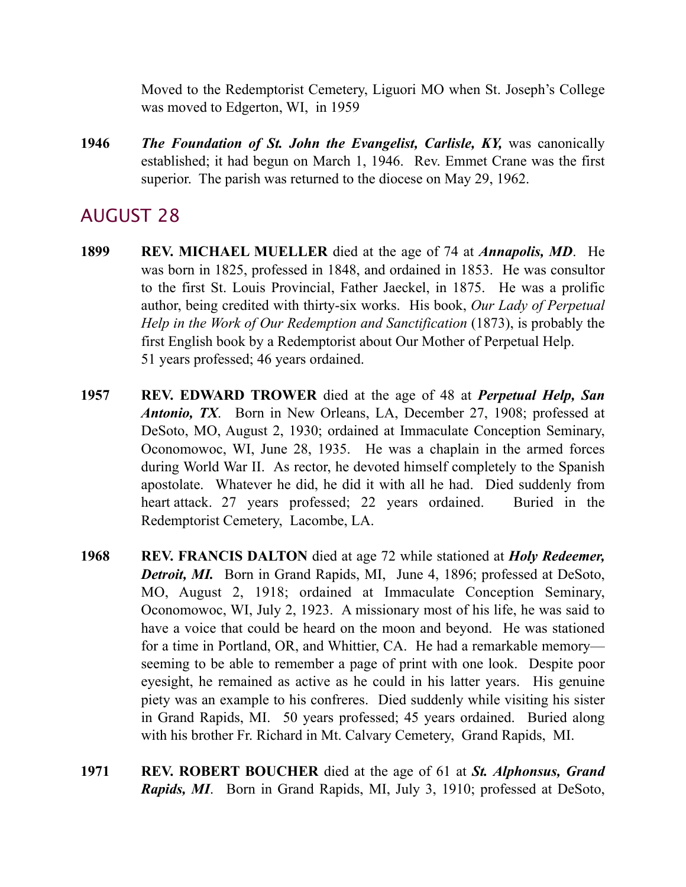Moved to the Redemptorist Cemetery, Liguori MO when St. Joseph's College was moved to Edgerton, WI, in 1959

**1946** ***The Foundation of St. John the Evangelist, Carlisle, KY,*** was canonically established; it had begun on March 1, 1946. Rev. Emmet Crane was the first superior. The parish was returned to the diocese on May 29, 1962.

## AUGUST 28

**1899** **REV. MICHAEL MUELLER** died at the age of 74 at ***Annapolis, MD***. He was born in 1825, professed in 1848, and ordained in 1853. He was consultor to the first St. Louis Provincial, Father Jaeckel, in 1875. He was a prolific author, being credited with thirty-six works. His book, *Our Lady of Perpetual Help in the Work of Our Redemption and Sanctification* (1873), is probably the first English book by a Redemptorist about Our Mother of Perpetual Help.
51 years professed; 46 years ordained.

**1957** **REV. EDWARD TROWER** died at the age of 48 at ***Perpetual Help, San Antonio, TX***. Born in New Orleans, LA, December 27, 1908; professed at DeSoto, MO, August 2, 1930; ordained at Immaculate Conception Seminary, Oconomowoc, WI, June 28, 1935. He was a chaplain in the armed forces during World War II. As rector, he devoted himself completely to the Spanish apostolate. Whatever he did, he did it with all he had. Died suddenly from heart attack. 27 years professed; 22 years ordained. Buried in the Redemptorist Cemetery, Lacombe, LA.

**1968** **REV. FRANCIS DALTON** died at age 72 while stationed at ***Holy Redeemer, Detroit, MI.*** Born in Grand Rapids, MI, June 4, 1896; professed at DeSoto, MO, August 2, 1918; ordained at Immaculate Conception Seminary, Oconomowoc, WI, July 2, 1923. A missionary most of his life, he was said to have a voice that could be heard on the moon and beyond. He was stationed for a time in Portland, OR, and Whittier, CA. He had a remarkable memory—seeming to be able to remember a page of print with one look. Despite poor eyesight, he remained as active as he could in his latter years. His genuine piety was an example to his confreres. Died suddenly while visiting his sister in Grand Rapids, MI. 50 years professed; 45 years ordained. Buried along with his brother Fr. Richard in Mt. Calvary Cemetery, Grand Rapids, MI.

**1971** **REV. ROBERT BOUCHER** died at the age of 61 at ***St. Alphonsus, Grand Rapids, MI***. Born in Grand Rapids, MI, July 3, 1910; professed at DeSoto,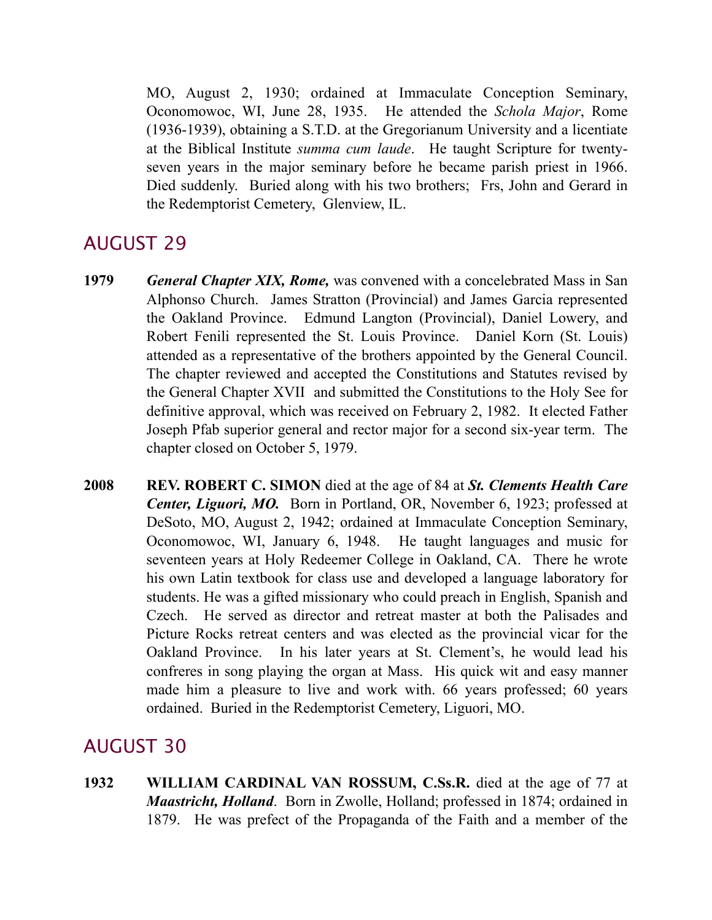MO, August 2, 1930; ordained at Immaculate Conception Seminary, Oconomowoc, WI, June 28, 1935. He attended the *Schola Major*, Rome (1936-1939), obtaining a S.T.D. at the Gregorianum University and a licentiate at the Biblical Institute *summa cum laude*. He taught Scripture for twenty-seven years in the major seminary before he became parish priest in 1966. Died suddenly. Buried along with his two brothers; Frs, John and Gerard in the Redemptorist Cemetery, Glenview, IL.

## AUGUST 29

**1979** ***General Chapter XIX, Rome,*** was convened with a concelebrated Mass in San Alphonso Church. James Stratton (Provincial) and James Garcia represented the Oakland Province. Edmund Langton (Provincial), Daniel Lowery, and Robert Fenili represented the St. Louis Province. Daniel Korn (St. Louis) attended as a representative of the brothers appointed by the General Council. The chapter reviewed and accepted the Constitutions and Statutes revised by the General Chapter XVII and submitted the Constitutions to the Holy See for definitive approval, which was received on February 2, 1982. It elected Father Joseph Pfab superior general and rector major for a second six-year term. The chapter closed on October 5, 1979.

**2008** **REV. ROBERT C. SIMON** died at the age of 84 at ***St. Clements Health Care Center, Liguori, MO.*** Born in Portland, OR, November 6, 1923; professed at DeSoto, MO, August 2, 1942; ordained at Immaculate Conception Seminary, Oconomowoc, WI, January 6, 1948. He taught languages and music for seventeen years at Holy Redeemer College in Oakland, CA. There he wrote his own Latin textbook for class use and developed a language laboratory for students. He was a gifted missionary who could preach in English, Spanish and Czech. He served as director and retreat master at both the Palisades and Picture Rocks retreat centers and was elected as the provincial vicar for the Oakland Province. In his later years at St. Clement's, he would lead his confreres in song playing the organ at Mass. His quick wit and easy manner made him a pleasure to live and work with. 66 years professed; 60 years ordained. Buried in the Redemptorist Cemetery, Liguori, MO.

## AUGUST 30

**1932** **WILLIAM CARDINAL VAN ROSSUM, C.Ss.R.** died at the age of 77 at ***Maastricht, Holland***. Born in Zwolle, Holland; professed in 1874; ordained in 1879. He was prefect of the Propaganda of the Faith and a member of the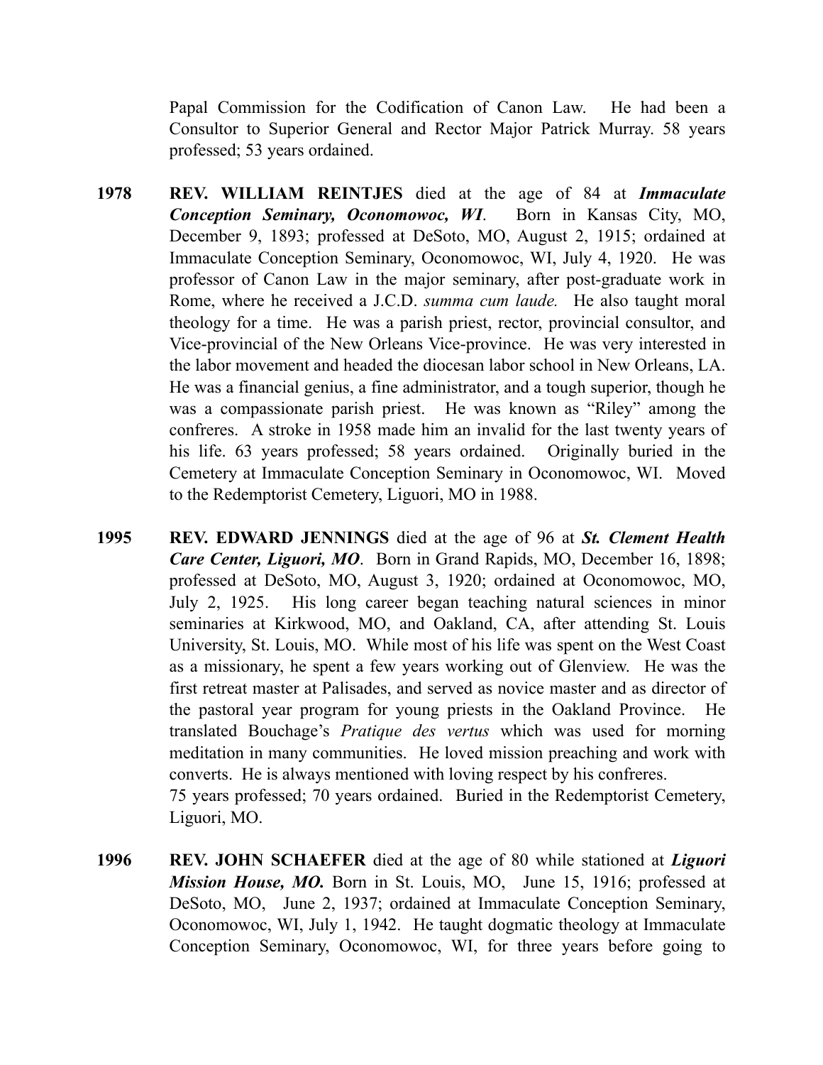Papal Commission for the Codification of Canon Law. He had been a Consultor to Superior General and Rector Major Patrick Murray. 58 years professed; 53 years ordained.

**1978** **REV. WILLIAM REINTJES** died at the age of 84 at ***Immaculate Conception Seminary, Oconomowoc, WI***. Born in Kansas City, MO, December 9, 1893; professed at DeSoto, MO, August 2, 1915; ordained at Immaculate Conception Seminary, Oconomowoc, WI, July 4, 1920. He was professor of Canon Law in the major seminary, after post-graduate work in Rome, where he received a J.C.D. *summa cum laude.* He also taught moral theology for a time. He was a parish priest, rector, provincial consultor, and Vice-provincial of the New Orleans Vice-province. He was very interested in the labor movement and headed the diocesan labor school in New Orleans, LA. He was a financial genius, a fine administrator, and a tough superior, though he was a compassionate parish priest. He was known as "Riley" among the confreres. A stroke in 1958 made him an invalid for the last twenty years of his life. 63 years professed; 58 years ordained. Originally buried in the Cemetery at Immaculate Conception Seminary in Oconomowoc, WI. Moved to the Redemptorist Cemetery, Liguori, MO in 1988.

**1995** **REV. EDWARD JENNINGS** died at the age of 96 at ***St. Clement Health Care Center, Liguori, MO***. Born in Grand Rapids, MO, December 16, 1898; professed at DeSoto, MO, August 3, 1920; ordained at Oconomowoc, MO, July 2, 1925. His long career began teaching natural sciences in minor seminaries at Kirkwood, MO, and Oakland, CA, after attending St. Louis University, St. Louis, MO. While most of his life was spent on the West Coast as a missionary, he spent a few years working out of Glenview. He was the first retreat master at Palisades, and served as novice master and as director of the pastoral year program for young priests in the Oakland Province. He translated Bouchage's *Pratique des vertus* which was used for morning meditation in many communities. He loved mission preaching and work with converts. He is always mentioned with loving respect by his confreres.
75 years professed; 70 years ordained. Buried in the Redemptorist Cemetery, Liguori, MO.

**1996** **REV. JOHN SCHAEFER** died at the age of 80 while stationed at ***Liguori Mission House, MO.*** Born in St. Louis, MO, June 15, 1916; professed at DeSoto, MO, June 2, 1937; ordained at Immaculate Conception Seminary, Oconomowoc, WI, July 1, 1942. He taught dogmatic theology at Immaculate Conception Seminary, Oconomowoc, WI, for three years before going to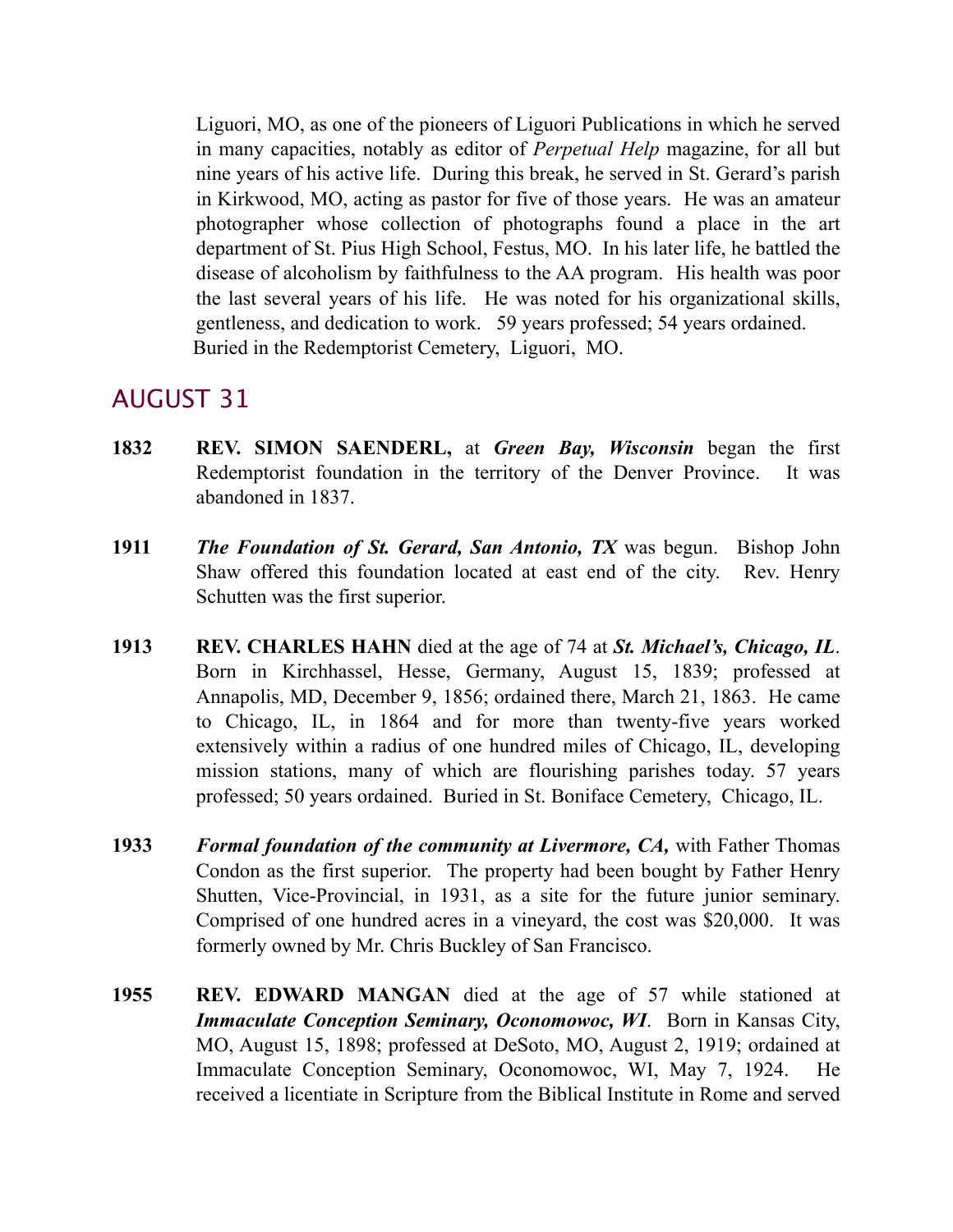Liguori, MO, as one of the pioneers of Liguori Publications in which he served in many capacities, notably as editor of *Perpetual Help* magazine, for all but nine years of his active life. During this break, he served in St. Gerard's parish in Kirkwood, MO, acting as pastor for five of those years. He was an amateur photographer whose collection of photographs found a place in the art department of St. Pius High School, Festus, MO. In his later life, he battled the disease of alcoholism by faithfulness to the AA program. His health was poor the last several years of his life. He was noted for his organizational skills, gentleness, and dedication to work. 59 years professed; 54 years ordained. Buried in the Redemptorist Cemetery, Liguori, MO.

## AUGUST 31

**1832** **REV. SIMON SAENDERL,** at ***Green Bay, Wisconsin*** began the first Redemptorist foundation in the territory of the Denver Province. It was abandoned in 1837.

**1911** ***The Foundation of St. Gerard, San Antonio, TX*** was begun. Bishop John Shaw offered this foundation located at east end of the city. Rev. Henry Schutten was the first superior.

**1913** **REV. CHARLES HAHN** died at the age of 74 at ***St. Michael's, Chicago, IL***. Born in Kirchhassel, Hesse, Germany, August 15, 1839; professed at Annapolis, MD, December 9, 1856; ordained there, March 21, 1863. He came to Chicago, IL, in 1864 and for more than twenty-five years worked extensively within a radius of one hundred miles of Chicago, IL, developing mission stations, many of which are flourishing parishes today. 57 years professed; 50 years ordained. Buried in St. Boniface Cemetery, Chicago, IL.

**1933** ***Formal foundation of the community at Livermore, CA,*** with Father Thomas Condon as the first superior. The property had been bought by Father Henry Shutten, Vice-Provincial, in 1931, as a site for the future junior seminary. Comprised of one hundred acres in a vineyard, the cost was $20,000. It was formerly owned by Mr. Chris Buckley of San Francisco.

**1955** **REV. EDWARD MANGAN** died at the age of 57 while stationed at ***Immaculate Conception Seminary, Oconomowoc, WI***. Born in Kansas City, MO, August 15, 1898; professed at DeSoto, MO, August 2, 1919; ordained at Immaculate Conception Seminary, Oconomowoc, WI, May 7, 1924. He received a licentiate in Scripture from the Biblical Institute in Rome and served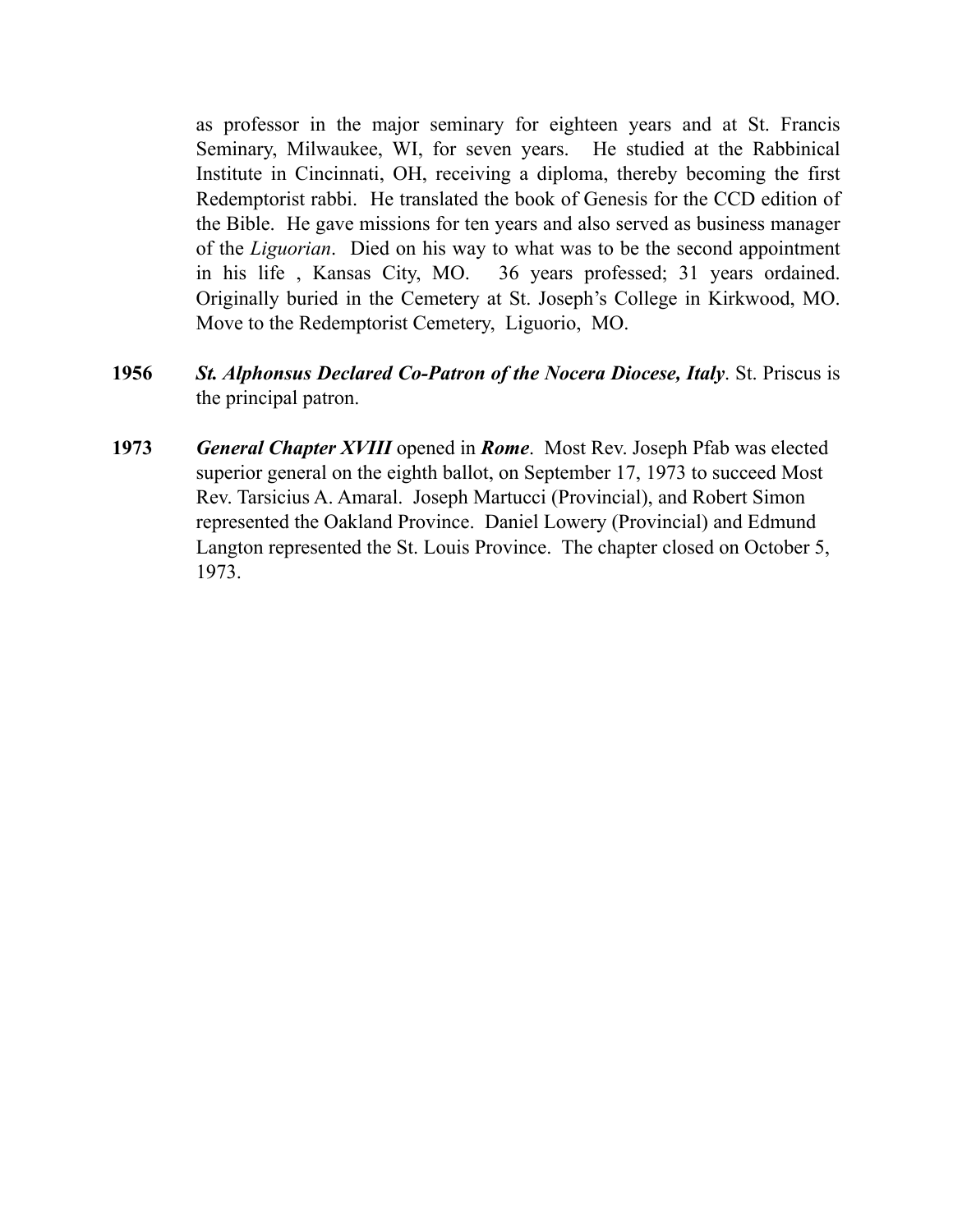as professor in the major seminary for eighteen years and at St. Francis Seminary, Milwaukee, WI, for seven years. He studied at the Rabbinical Institute in Cincinnati, OH, receiving a diploma, thereby becoming the first Redemptorist rabbi. He translated the book of Genesis for the CCD edition of the Bible. He gave missions for ten years and also served as business manager of the *Liguorian*. Died on his way to what was to be the second appointment in his life , Kansas City, MO. 36 years professed; 31 years ordained. Originally buried in the Cemetery at St. Joseph's College in Kirkwood, MO. Move to the Redemptorist Cemetery, Liguorio, MO.

**1956** ***St. Alphonsus Declared Co-Patron of the Nocera Diocese, Italy***. St. Priscus is the principal patron.

**1973** ***General Chapter XVIII*** opened in ***Rome***. Most Rev. Joseph Pfab was elected superior general on the eighth ballot, on September 17, 1973 to succeed Most Rev. Tarsicius A. Amaral. Joseph Martucci (Provincial), and Robert Simon represented the Oakland Province. Daniel Lowery (Provincial) and Edmund Langton represented the St. Louis Province. The chapter closed on October 5, 1973.